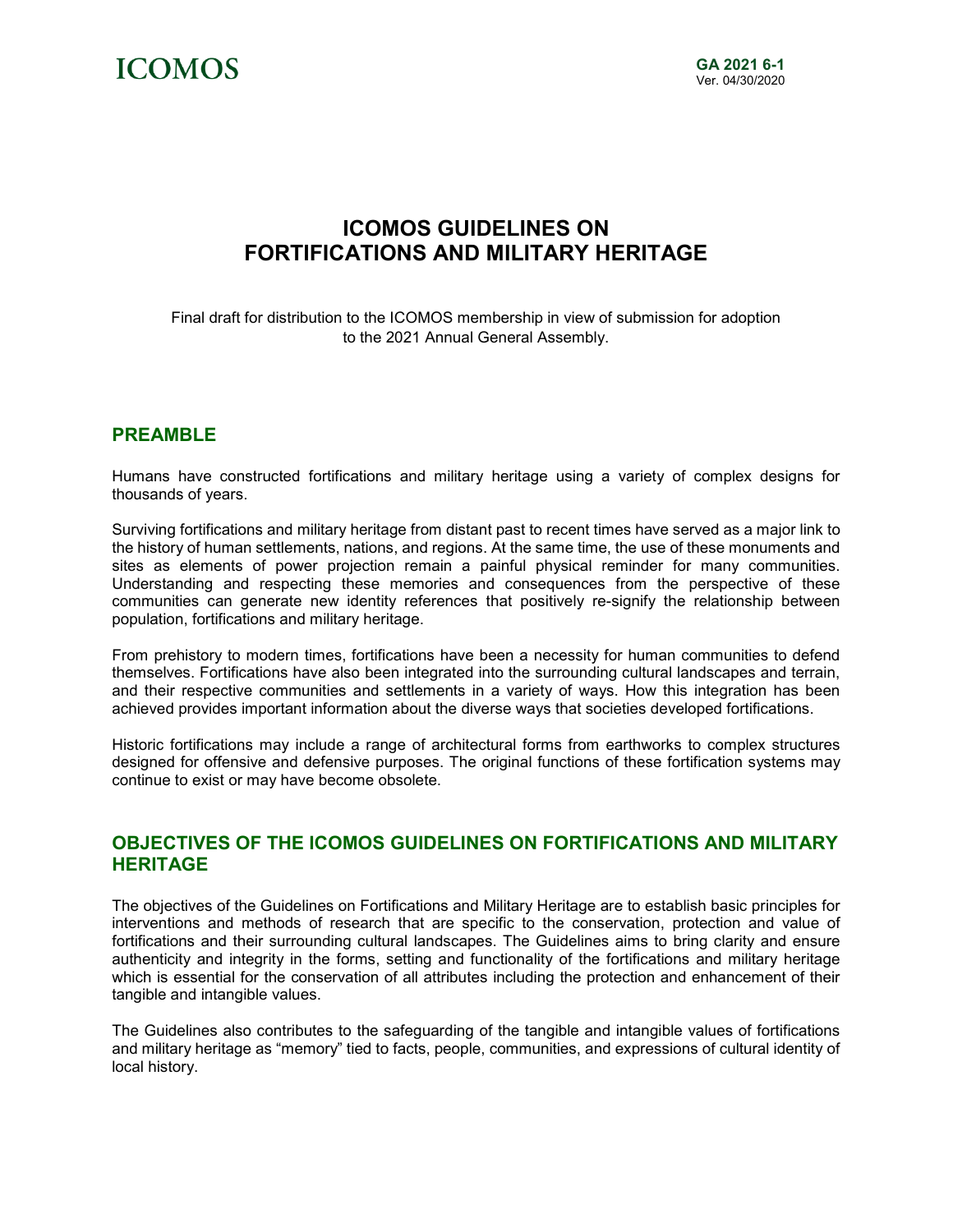ICOMOS

GA 2021 6-1
Ver. 04/30/2020

# ICOMOS GUIDELINES ON FORTIFICATIONS AND MILITARY HERITAGE

Final draft for distribution to the ICOMOS membership in view of submission for adoption to the 2021 Annual General Assembly.

## PREAMBLE

Humans have constructed fortifications and military heritage using a variety of complex designs for thousands of years.

Surviving fortifications and military heritage from distant past to recent times have served as a major link to the history of human settlements, nations, and regions. At the same time, the use of these monuments and sites as elements of power projection remain a painful physical reminder for many communities. Understanding and respecting these memories and consequences from the perspective of these communities can generate new identity references that positively re-signify the relationship between population, fortifications and military heritage.

From prehistory to modern times, fortifications have been a necessity for human communities to defend themselves. Fortifications have also been integrated into the surrounding cultural landscapes and terrain, and their respective communities and settlements in a variety of ways. How this integration has been achieved provides important information about the diverse ways that societies developed fortifications.

Historic fortifications may include a range of architectural forms from earthworks to complex structures designed for offensive and defensive purposes. The original functions of these fortification systems may continue to exist or may have become obsolete.

## OBJECTIVES OF THE ICOMOS GUIDELINES ON FORTIFICATIONS AND MILITARY HERITAGE

The objectives of the Guidelines on Fortifications and Military Heritage are to establish basic principles for interventions and methods of research that are specific to the conservation, protection and value of fortifications and their surrounding cultural landscapes. The Guidelines aims to bring clarity and ensure authenticity and integrity in the forms, setting and functionality of the fortifications and military heritage which is essential for the conservation of all attributes including the protection and enhancement of their tangible and intangible values.

The Guidelines also contributes to the safeguarding of the tangible and intangible values of fortifications and military heritage as "memory" tied to facts, people, communities, and expressions of cultural identity of local history.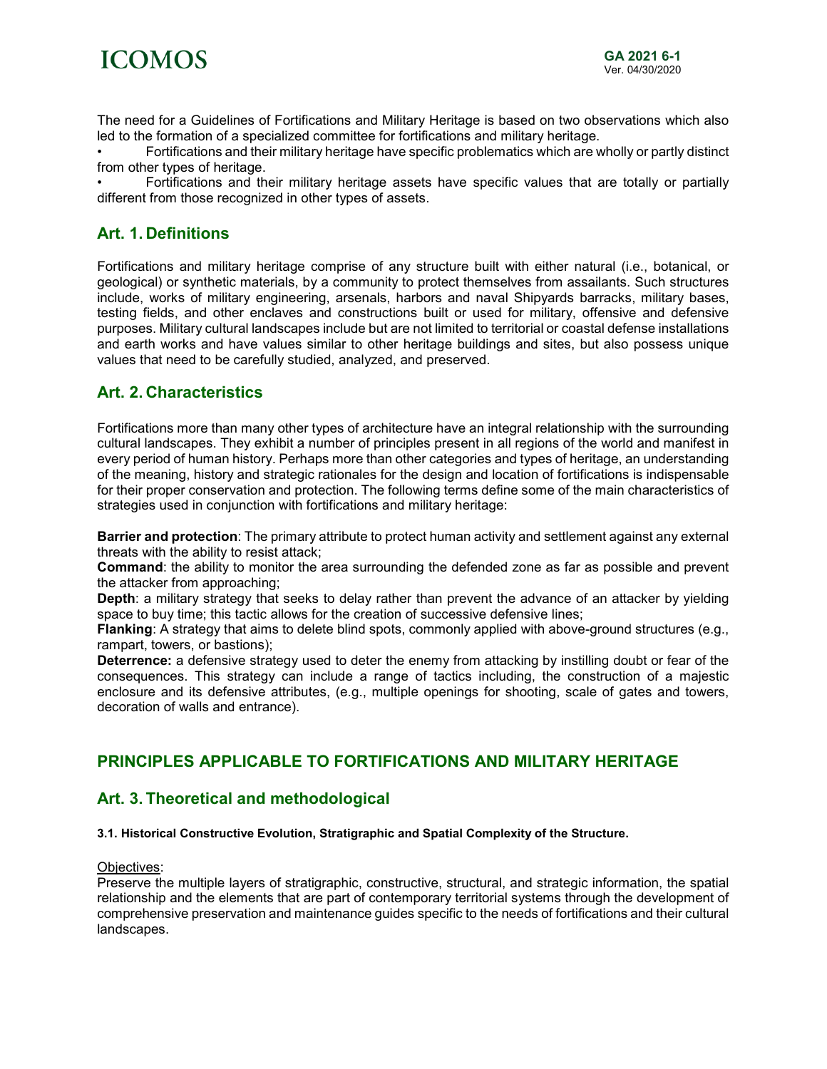The need for a Guidelines of Fortifications and Military Heritage is based on two observations which also led to the formation of a specialized committee for fortifications and military heritage.

- Fortifications and their military heritage have specific problematics which are wholly or partly distinct from other types of heritage.
- Fortifications and their military heritage assets have specific values that are totally or partially different from those recognized in other types of assets.

## Art. 1. Definitions

Fortifications and military heritage comprise of any structure built with either natural (i.e., botanical, or geological) or synthetic materials, by a community to protect themselves from assailants. Such structures include, works of military engineering, arsenals, harbors and naval Shipyards barracks, military bases, testing fields, and other enclaves and constructions built or used for military, offensive and defensive purposes. Military cultural landscapes include but are not limited to territorial or coastal defense installations and earth works and have values similar to other heritage buildings and sites, but also possess unique values that need to be carefully studied, analyzed, and preserved.

## Art. 2. Characteristics

Fortifications more than many other types of architecture have an integral relationship with the surrounding cultural landscapes. They exhibit a number of principles present in all regions of the world and manifest in every period of human history. Perhaps more than other categories and types of heritage, an understanding of the meaning, history and strategic rationales for the design and location of fortifications is indispensable for their proper conservation and protection. The following terms define some of the main characteristics of strategies used in conjunction with fortifications and military heritage:

**Barrier and protection**: The primary attribute to protect human activity and settlement against any external threats with the ability to resist attack;
**Command**: the ability to monitor the area surrounding the defended zone as far as possible and prevent the attacker from approaching;
**Depth**: a military strategy that seeks to delay rather than prevent the advance of an attacker by yielding space to buy time; this tactic allows for the creation of successive defensive lines;
**Flanking**: A strategy that aims to delete blind spots, commonly applied with above-ground structures (e.g., rampart, towers, or bastions);
**Deterrence:** a defensive strategy used to deter the enemy from attacking by instilling doubt or fear of the consequences. This strategy can include a range of tactics including, the construction of a majestic enclosure and its defensive attributes, (e.g., multiple openings for shooting, scale of gates and towers, decoration of walls and entrance).

# PRINCIPLES APPLICABLE TO FORTIFICATIONS AND MILITARY HERITAGE

## Art. 3. Theoretical and methodological

#### 3.1. Historical Constructive Evolution, Stratigraphic and Spatial Complexity of the Structure.

Objectives:
Preserve the multiple layers of stratigraphic, constructive, structural, and strategic information, the spatial relationship and the elements that are part of contemporary territorial systems through the development of comprehensive preservation and maintenance guides specific to the needs of fortifications and their cultural landscapes.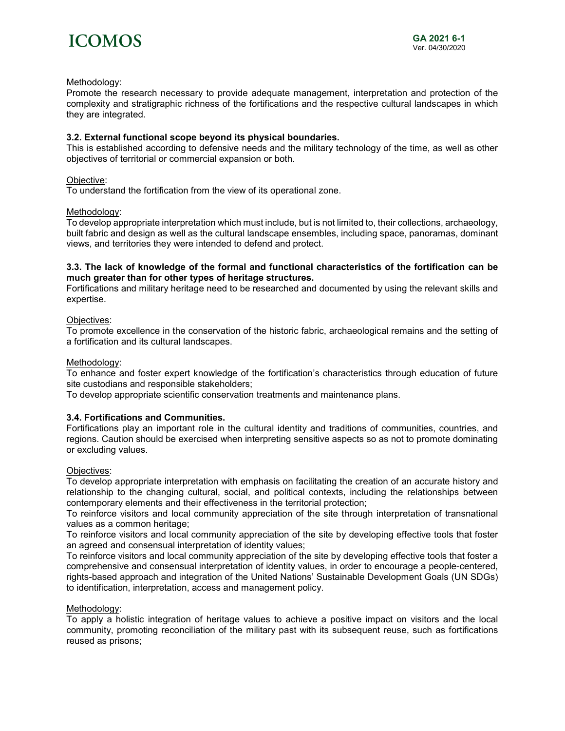Methodology:

Promote the research necessary to provide adequate management, interpretation and protection of the complexity and stratigraphic richness of the fortifications and the respective cultural landscapes in which they are integrated.

### 3.2. External functional scope beyond its physical boundaries.

This is established according to defensive needs and the military technology of the time, as well as other objectives of territorial or commercial expansion or both.

Objective:

To understand the fortification from the view of its operational zone.

Methodology:

To develop appropriate interpretation which must include, but is not limited to, their collections, archaeology, built fabric and design as well as the cultural landscape ensembles, including space, panoramas, dominant views, and territories they were intended to defend and protect.

### 3.3. The lack of knowledge of the formal and functional characteristics of the fortification can be much greater than for other types of heritage structures.

Fortifications and military heritage need to be researched and documented by using the relevant skills and expertise.

Objectives:

To promote excellence in the conservation of the historic fabric, archaeological remains and the setting of a fortification and its cultural landscapes.

Methodology:

To enhance and foster expert knowledge of the fortification's characteristics through education of future site custodians and responsible stakeholders;

To develop appropriate scientific conservation treatments and maintenance plans.

### 3.4. Fortifications and Communities.

Fortifications play an important role in the cultural identity and traditions of communities, countries, and regions. Caution should be exercised when interpreting sensitive aspects so as not to promote dominating or excluding values.

Objectives:

To develop appropriate interpretation with emphasis on facilitating the creation of an accurate history and relationship to the changing cultural, social, and political contexts, including the relationships between contemporary elements and their effectiveness in the territorial protection;

To reinforce visitors and local community appreciation of the site through interpretation of transnational values as a common heritage;

To reinforce visitors and local community appreciation of the site by developing effective tools that foster an agreed and consensual interpretation of identity values;

To reinforce visitors and local community appreciation of the site by developing effective tools that foster a comprehensive and consensual interpretation of identity values, in order to encourage a people-centered, rights-based approach and integration of the United Nations' Sustainable Development Goals (UN SDGs) to identification, interpretation, access and management policy.

Methodology:

To apply a holistic integration of heritage values to achieve a positive impact on visitors and the local community, promoting reconciliation of the military past with its subsequent reuse, such as fortifications reused as prisons;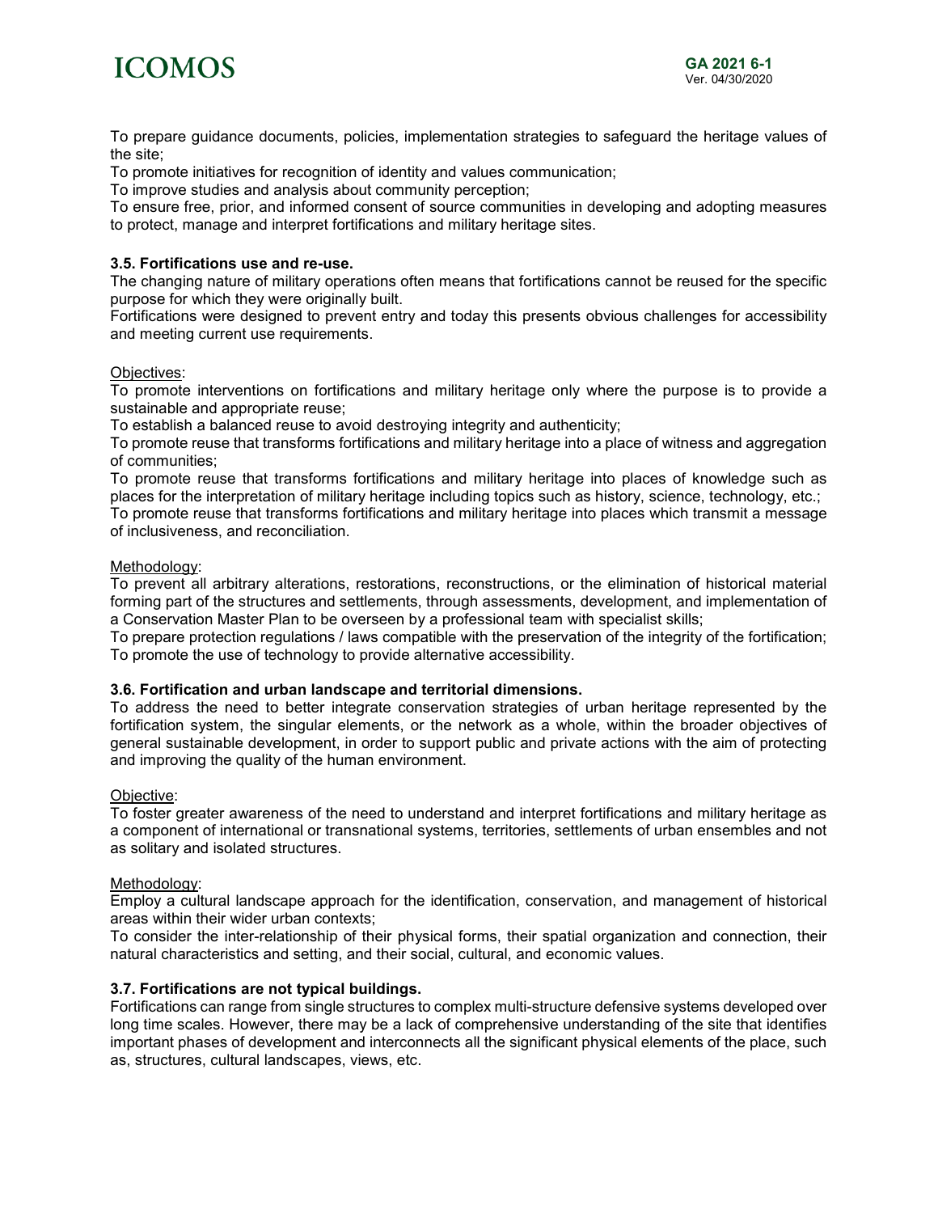To prepare guidance documents, policies, implementation strategies to safeguard the heritage values of the site;
To promote initiatives for recognition of identity and values communication;
To improve studies and analysis about community perception;
To ensure free, prior, and informed consent of source communities in developing and adopting measures to protect, manage and interpret fortifications and military heritage sites.

### 3.5. Fortifications use and re-use.

The changing nature of military operations often means that fortifications cannot be reused for the specific purpose for which they were originally built.
Fortifications were designed to prevent entry and today this presents obvious challenges for accessibility and meeting current use requirements.

Objectives:
To promote interventions on fortifications and military heritage only where the purpose is to provide a sustainable and appropriate reuse;
To establish a balanced reuse to avoid destroying integrity and authenticity;
To promote reuse that transforms fortifications and military heritage into a place of witness and aggregation of communities;
To promote reuse that transforms fortifications and military heritage into places of knowledge such as places for the interpretation of military heritage including topics such as history, science, technology, etc.;
To promote reuse that transforms fortifications and military heritage into places which transmit a message of inclusiveness, and reconciliation.

Methodology:
To prevent all arbitrary alterations, restorations, reconstructions, or the elimination of historical material forming part of the structures and settlements, through assessments, development, and implementation of a Conservation Master Plan to be overseen by a professional team with specialist skills;
To prepare protection regulations / laws compatible with the preservation of the integrity of the fortification;
To promote the use of technology to provide alternative accessibility.

### 3.6. Fortification and urban landscape and territorial dimensions.

To address the need to better integrate conservation strategies of urban heritage represented by the fortification system, the singular elements, or the network as a whole, within the broader objectives of general sustainable development, in order to support public and private actions with the aim of protecting and improving the quality of the human environment.

Objective:
To foster greater awareness of the need to understand and interpret fortifications and military heritage as a component of international or transnational systems, territories, settlements of urban ensembles and not as solitary and isolated structures.

Methodology:
Employ a cultural landscape approach for the identification, conservation, and management of historical areas within their wider urban contexts;
To consider the inter-relationship of their physical forms, their spatial organization and connection, their natural characteristics and setting, and their social, cultural, and economic values.

### 3.7. Fortifications are not typical buildings.

Fortifications can range from single structures to complex multi-structure defensive systems developed over long time scales. However, there may be a lack of comprehensive understanding of the site that identifies important phases of development and interconnects all the significant physical elements of the place, such as, structures, cultural landscapes, views, etc.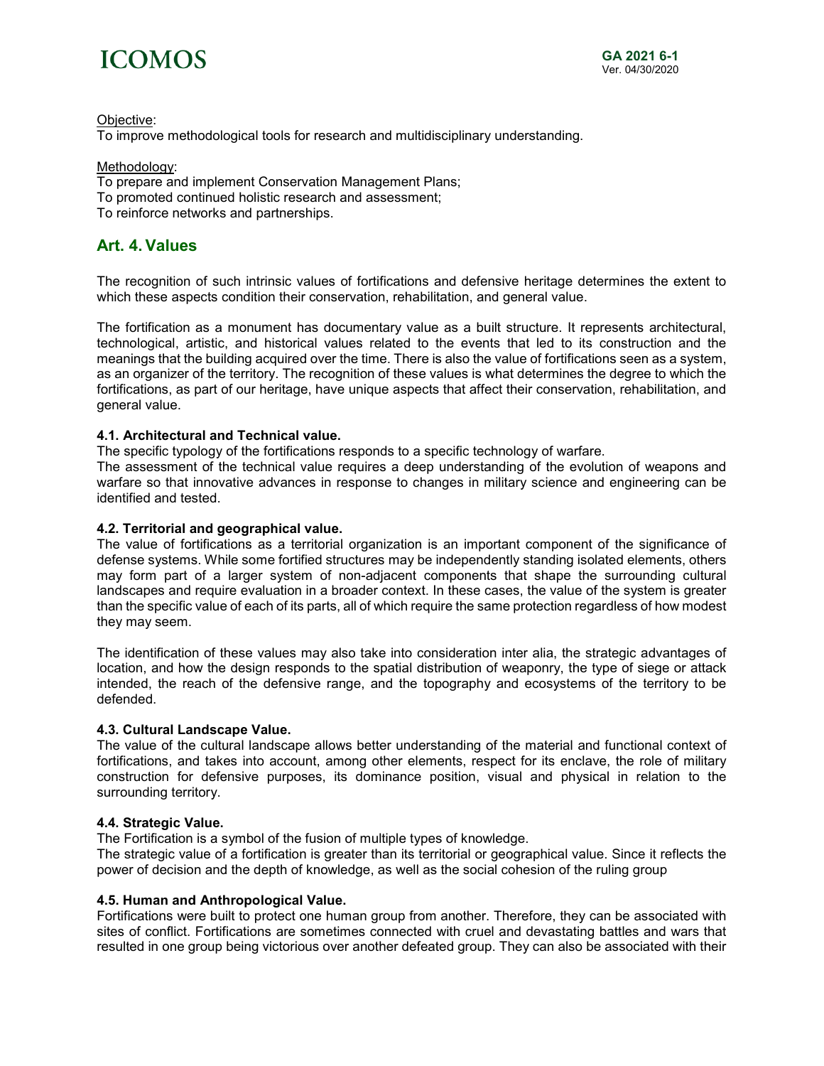Objective:
To improve methodological tools for research and multidisciplinary understanding.

Methodology:
To prepare and implement Conservation Management Plans;
To promoted continued holistic research and assessment;
To reinforce networks and partnerships.

## Art. 4. Values

The recognition of such intrinsic values of fortifications and defensive heritage determines the extent to which these aspects condition their conservation, rehabilitation, and general value.

The fortification as a monument has documentary value as a built structure. It represents architectural, technological, artistic, and historical values related to the events that led to its construction and the meanings that the building acquired over the time. There is also the value of fortifications seen as a system, as an organizer of the territory. The recognition of these values is what determines the degree to which the fortifications, as part of our heritage, have unique aspects that affect their conservation, rehabilitation, and general value.

**4.1. Architectural and Technical value.**
The specific typology of the fortifications responds to a specific technology of warfare.
The assessment of the technical value requires a deep understanding of the evolution of weapons and warfare so that innovative advances in response to changes in military science and engineering can be identified and tested.

**4.2. Territorial and geographical value.**
The value of fortifications as a territorial organization is an important component of the significance of defense systems. While some fortified structures may be independently standing isolated elements, others may form part of a larger system of non-adjacent components that shape the surrounding cultural landscapes and require evaluation in a broader context. In these cases, the value of the system is greater than the specific value of each of its parts, all of which require the same protection regardless of how modest they may seem.

The identification of these values may also take into consideration inter alia, the strategic advantages of location, and how the design responds to the spatial distribution of weaponry, the type of siege or attack intended, the reach of the defensive range, and the topography and ecosystems of the territory to be defended.

**4.3. Cultural Landscape Value.**
The value of the cultural landscape allows better understanding of the material and functional context of fortifications, and takes into account, among other elements, respect for its enclave, the role of military construction for defensive purposes, its dominance position, visual and physical in relation to the surrounding territory.

**4.4. Strategic Value.**
The Fortification is a symbol of the fusion of multiple types of knowledge.
The strategic value of a fortification is greater than its territorial or geographical value. Since it reflects the power of decision and the depth of knowledge, as well as the social cohesion of the ruling group

**4.5. Human and Anthropological Value.**
Fortifications were built to protect one human group from another. Therefore, they can be associated with sites of conflict. Fortifications are sometimes connected with cruel and devastating battles and wars that resulted in one group being victorious over another defeated group. They can also be associated with their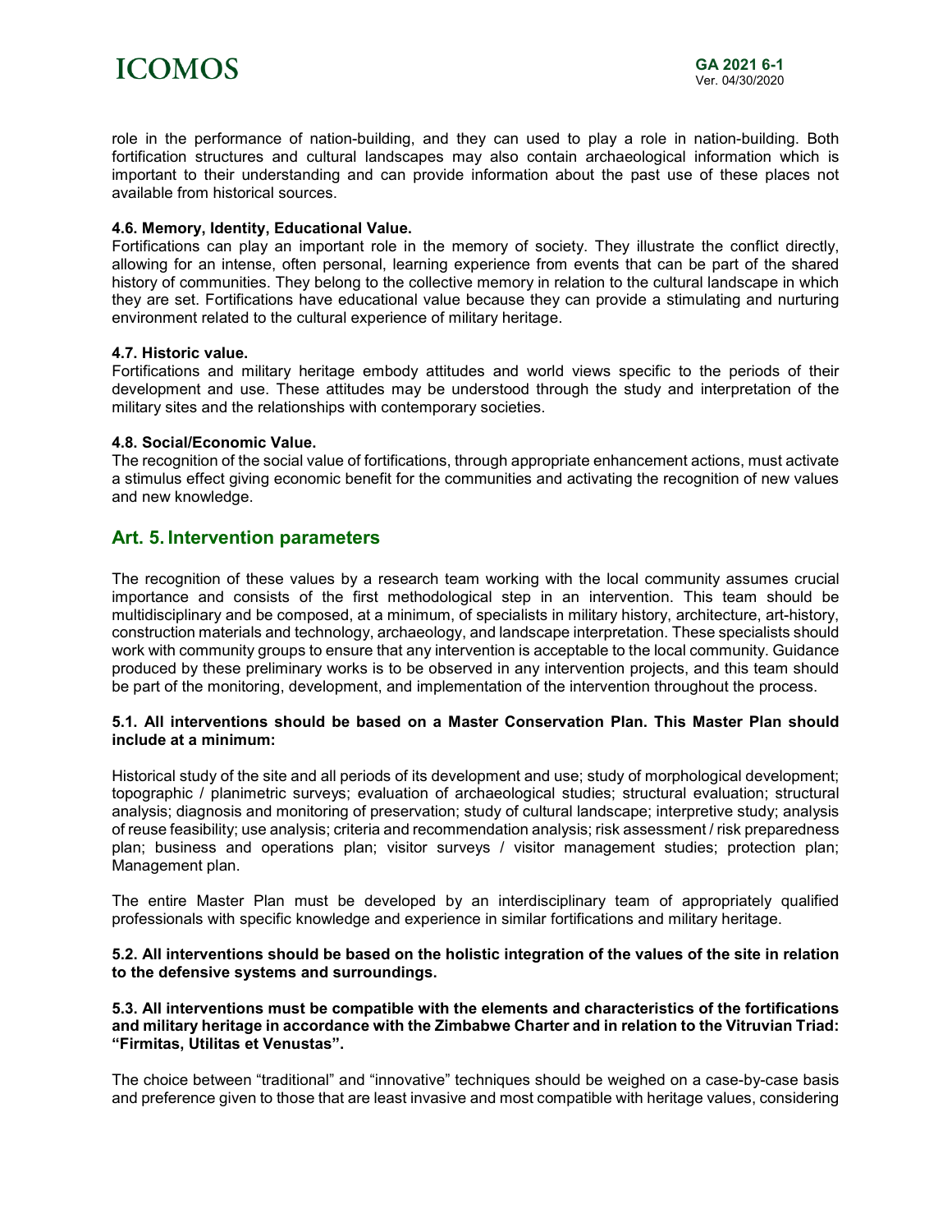role in the performance of nation-building, and they can used to play a role in nation-building. Both fortification structures and cultural landscapes may also contain archaeological information which is important to their understanding and can provide information about the past use of these places not available from historical sources.

#### 4.6. Memory, Identity, Educational Value.

Fortifications can play an important role in the memory of society. They illustrate the conflict directly, allowing for an intense, often personal, learning experience from events that can be part of the shared history of communities. They belong to the collective memory in relation to the cultural landscape in which they are set. Fortifications have educational value because they can provide a stimulating and nurturing environment related to the cultural experience of military heritage.

#### 4.7. Historic value.

Fortifications and military heritage embody attitudes and world views specific to the periods of their development and use. These attitudes may be understood through the study and interpretation of the military sites and the relationships with contemporary societies.

#### 4.8. Social/Economic Value.

The recognition of the social value of fortifications, through appropriate enhancement actions, must activate a stimulus effect giving economic benefit for the communities and activating the recognition of new values and new knowledge.

## Art. 5. Intervention parameters

The recognition of these values by a research team working with the local community assumes crucial importance and consists of the first methodological step in an intervention. This team should be multidisciplinary and be composed, at a minimum, of specialists in military history, architecture, art-history, construction materials and technology, archaeology, and landscape interpretation. These specialists should work with community groups to ensure that any intervention is acceptable to the local community. Guidance produced by these preliminary works is to be observed in any intervention projects, and this team should be part of the monitoring, development, and implementation of the intervention throughout the process.

#### 5.1. All interventions should be based on a Master Conservation Plan. This Master Plan should include at a minimum:

Historical study of the site and all periods of its development and use; study of morphological development; topographic / planimetric surveys; evaluation of archaeological studies; structural evaluation; structural analysis; diagnosis and monitoring of preservation; study of cultural landscape; interpretive study; analysis of reuse feasibility; use analysis; criteria and recommendation analysis; risk assessment / risk preparedness plan; business and operations plan; visitor surveys / visitor management studies; protection plan; Management plan.

The entire Master Plan must be developed by an interdisciplinary team of appropriately qualified professionals with specific knowledge and experience in similar fortifications and military heritage.

#### 5.2. All interventions should be based on the holistic integration of the values of the site in relation to the defensive systems and surroundings.

#### 5.3. All interventions must be compatible with the elements and characteristics of the fortifications and military heritage in accordance with the Zimbabwe Charter and in relation to the Vitruvian Triad: "Firmitas, Utilitas et Venustas".

The choice between "traditional" and "innovative" techniques should be weighed on a case-by-case basis and preference given to those that are least invasive and most compatible with heritage values, considering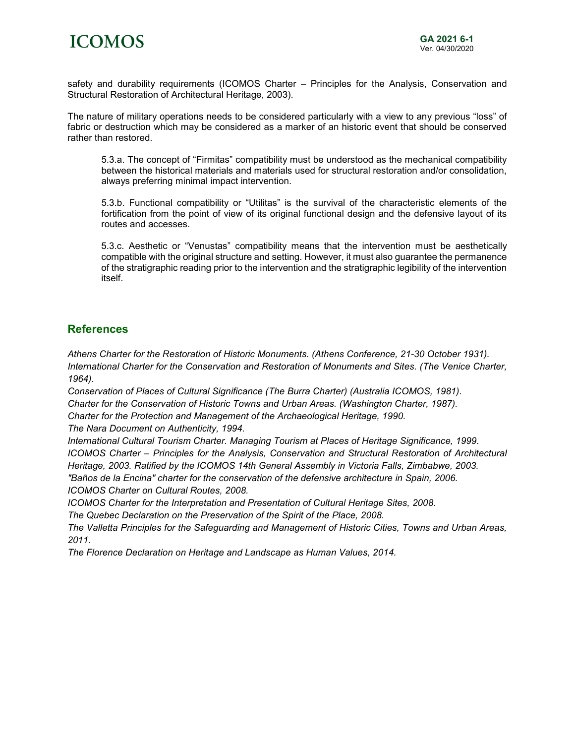safety and durability requirements (ICOMOS Charter – Principles for the Analysis, Conservation and Structural Restoration of Architectural Heritage, 2003).

The nature of military operations needs to be considered particularly with a view to any previous "loss" of fabric or destruction which may be considered as a marker of an historic event that should be conserved rather than restored.

> 5.3.a. The concept of "Firmitas" compatibility must be understood as the mechanical compatibility between the historical materials and materials used for structural restoration and/or consolidation, always preferring minimal impact intervention.
>
> 5.3.b. Functional compatibility or "Utilitas" is the survival of the characteristic elements of the fortification from the point of view of its original functional design and the defensive layout of its routes and accesses.
>
> 5.3.c. Aesthetic or "Venustas" compatibility means that the intervention must be aesthetically compatible with the original structure and setting. However, it must also guarantee the permanence of the stratigraphic reading prior to the intervention and the stratigraphic legibility of the intervention itself.

## References

*Athens Charter for the Restoration of Historic Monuments. (Athens Conference, 21-30 October 1931).*
*International Charter for the Conservation and Restoration of Monuments and Sites. (The Venice Charter, 1964).*
*Conservation of Places of Cultural Significance (The Burra Charter) (Australia ICOMOS, 1981).*
*Charter for the Conservation of Historic Towns and Urban Areas. (Washington Charter, 1987).*
*Charter for the Protection and Management of the Archaeological Heritage, 1990.*
*The Nara Document on Authenticity, 1994.*
*International Cultural Tourism Charter. Managing Tourism at Places of Heritage Significance, 1999.*
*ICOMOS Charter – Principles for the Analysis, Conservation and Structural Restoration of Architectural Heritage, 2003. Ratified by the ICOMOS 14th General Assembly in Victoria Falls, Zimbabwe, 2003.*
*"Baños de la Encina" charter for the conservation of the defensive architecture in Spain, 2006.*
*ICOMOS Charter on Cultural Routes, 2008.*
*ICOMOS Charter for the Interpretation and Presentation of Cultural Heritage Sites, 2008.*
*The Quebec Declaration on the Preservation of the Spirit of the Place, 2008.*
*The Valletta Principles for the Safeguarding and Management of Historic Cities, Towns and Urban Areas, 2011.*
*The Florence Declaration on Heritage and Landscape as Human Values, 2014.*